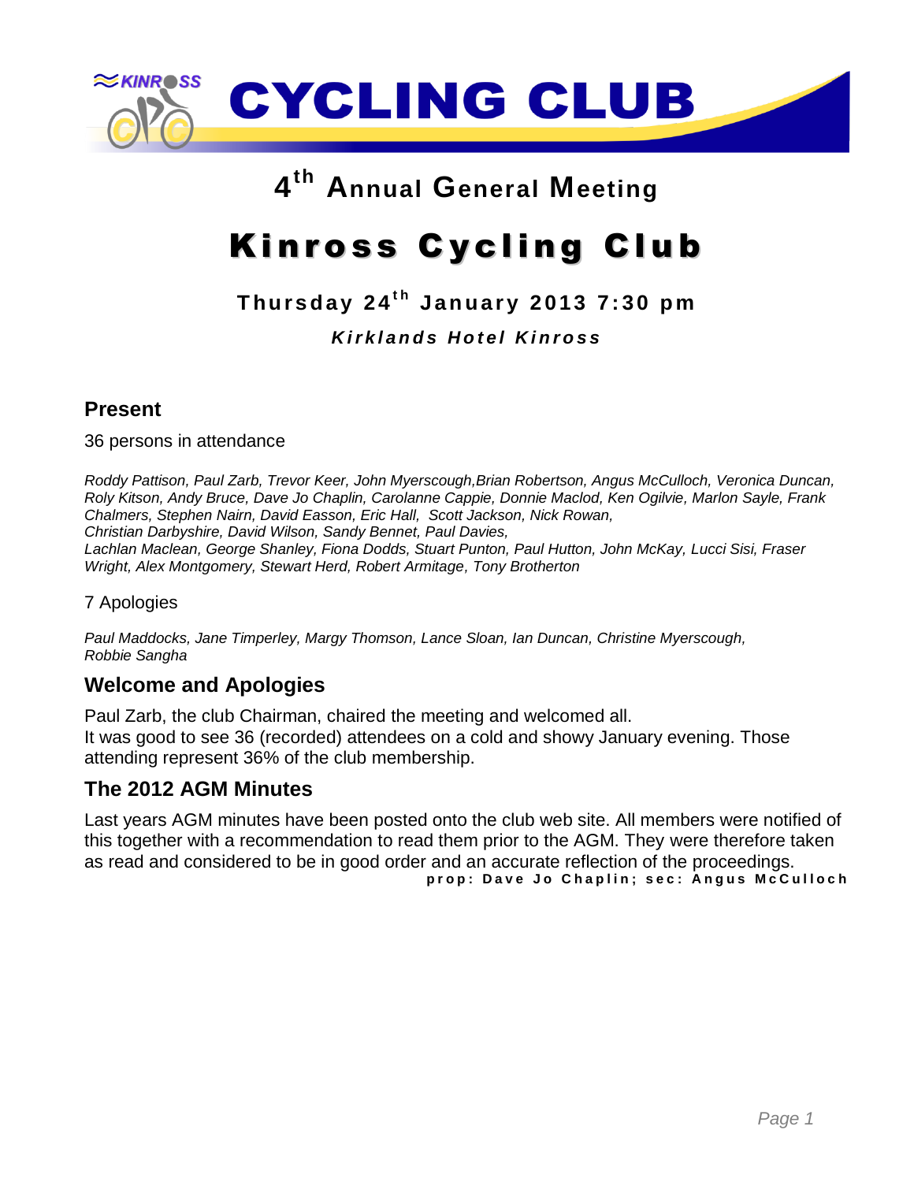# CYCLING CLUB

## 4th Annual General Meeting

# Kinross Cycling Club

**Thursday 24th January 2013 7:30 pm**

***Kirklands Hotel Kinross***

## Present

36 persons in attendance

*Roddy Pattison, Paul Zarb, Trevor Keer, John Myerscough,Brian Robertson, Angus McCulloch, Veronica Duncan, Roly Kitson, Andy Bruce, Dave Jo Chaplin, Carolanne Cappie, Donnie Maclod, Ken Ogilvie, Marlon Sayle, Frank Chalmers, Stephen Nairn, David Easson, Eric Hall, Scott Jackson, Nick Rowan, Christian Darbyshire, David Wilson, Sandy Bennet, Paul Davies, Lachlan Maclean, George Shanley, Fiona Dodds, Stuart Punton, Paul Hutton, John McKay, Lucci Sisi, Fraser Wright, Alex Montgomery, Stewart Herd, Robert Armitage, Tony Brotherton*

7 Apologies

*Paul Maddocks, Jane Timperley, Margy Thomson, Lance Sloan, Ian Duncan, Christine Myerscough, Robbie Sangha*

## Welcome and Apologies

Paul Zarb, the club Chairman, chaired the meeting and welcomed all.
It was good to see 36 (recorded) attendees on a cold and showy January evening. Those attending represent 36% of the club membership.

## The 2012 AGM Minutes

Last years AGM minutes have been posted onto the club web site. All members were notified of this together with a recommendation to read them prior to the AGM. They were therefore taken as read and considered to be in good order and an accurate reflection of the proceedings.

**prop: Dave Jo Chaplin; sec: Angus McCulloch**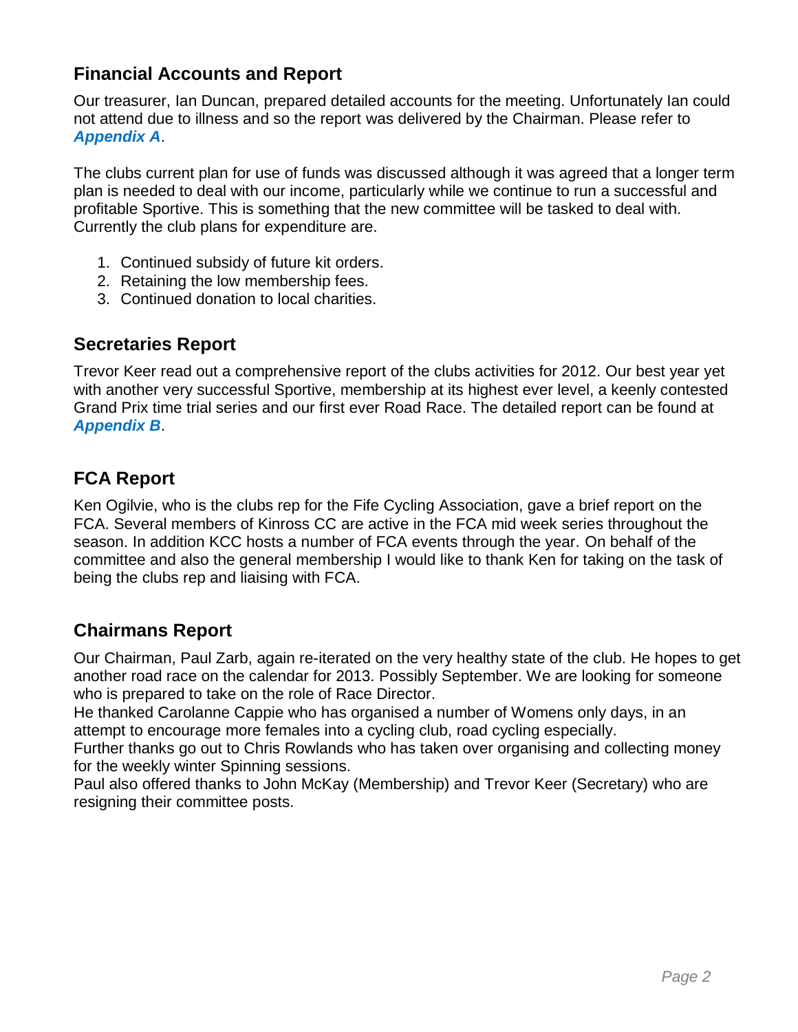## Financial Accounts and Report

Our treasurer, Ian Duncan, prepared detailed accounts for the meeting. Unfortunately Ian could not attend due to illness and so the report was delivered by the Chairman. Please refer to ***Appendix A***.

The clubs current plan for use of funds was discussed although it was agreed that a longer term plan is needed to deal with our income, particularly while we continue to run a successful and profitable Sportive. This is something that the new committee will be tasked to deal with. Currently the club plans for expenditure are.

1. Continued subsidy of future kit orders.
2. Retaining the low membership fees.
3. Continued donation to local charities.

## Secretaries Report

Trevor Keer read out a comprehensive report of the clubs activities for 2012. Our best year yet with another very successful Sportive, membership at its highest ever level, a keenly contested Grand Prix time trial series and our first ever Road Race. The detailed report can be found at ***Appendix B***.

## FCA Report

Ken Ogilvie, who is the clubs rep for the Fife Cycling Association, gave a brief report on the FCA. Several members of Kinross CC are active in the FCA mid week series throughout the season. In addition KCC hosts a number of FCA events through the year. On behalf of the committee and also the general membership I would like to thank Ken for taking on the task of being the clubs rep and liaising with FCA.

## Chairmans Report

Our Chairman, Paul Zarb, again re-iterated on the very healthy state of the club. He hopes to get another road race on the calendar for 2013. Possibly September. We are looking for someone who is prepared to take on the role of Race Director.

He thanked Carolanne Cappie who has organised a number of Womens only days, in an attempt to encourage more females into a cycling club, road cycling especially.

Further thanks go out to Chris Rowlands who has taken over organising and collecting money for the weekly winter Spinning sessions.

Paul also offered thanks to John McKay (Membership) and Trevor Keer (Secretary) who are resigning their committee posts.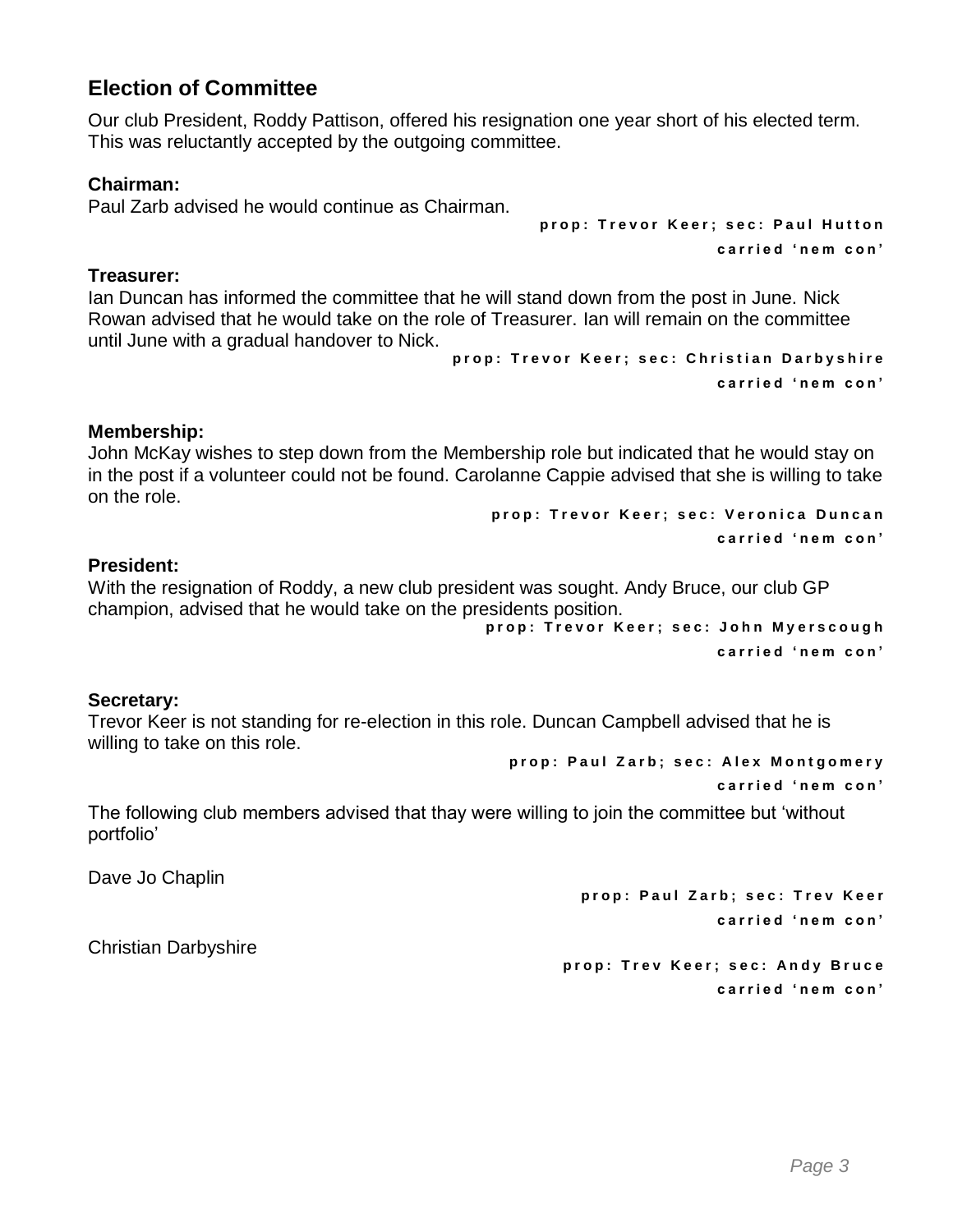## Election of Committee

Our club President, Roddy Pattison, offered his resignation one year short of his elected term. This was reluctantly accepted by the outgoing committee.

**Chairman:**

Paul Zarb advised he would continue as Chairman.

**prop: Trevor Keer; sec: Paul Hutton**
**carried 'nem con'**

**Treasurer:**

Ian Duncan has informed the committee that he will stand down from the post in June. Nick Rowan advised that he would take on the role of Treasurer. Ian will remain on the committee until June with a gradual handover to Nick.

**prop: Trevor Keer; sec: Christian Darbyshire**
**carried 'nem con'**

**Membership:**

John McKay wishes to step down from the Membership role but indicated that he would stay on in the post if a volunteer could not be found. Carolanne Cappie advised that she is willing to take on the role.

**prop: Trevor Keer; sec: Veronica Duncan**
**carried 'nem con'**

**President:**

With the resignation of Roddy, a new club president was sought. Andy Bruce, our club GP champion, advised that he would take on the presidents position.

**prop: Trevor Keer; sec: John Myerscough**
**carried 'nem con'**

**Secretary:**

Trevor Keer is not standing for re-election in this role. Duncan Campbell advised that he is willing to take on this role.

**prop: Paul Zarb; sec: Alex Montgomery**
**carried 'nem con'**

The following club members advised that thay were willing to join the committee but 'without portfolio'

Dave Jo Chaplin

**prop: Paul Zarb; sec: Trev Keer**
**carried 'nem con'**

Christian Darbyshire

**prop: Trev Keer; sec: Andy Bruce**
**carried 'nem con'**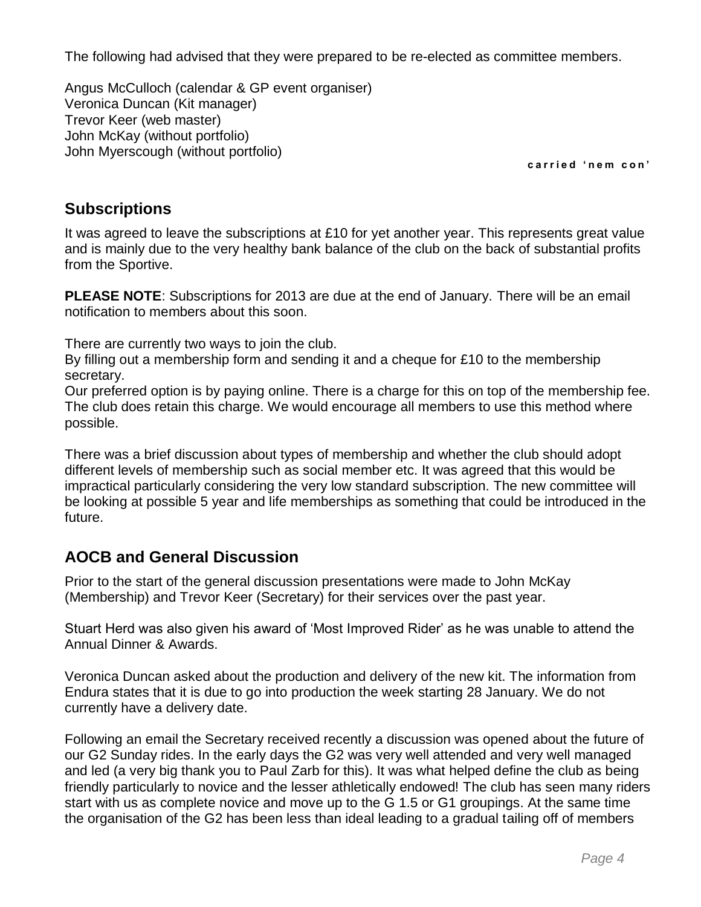The following had advised that they were prepared to be re-elected as committee members.

Angus McCulloch (calendar & GP event organiser)
Veronica Duncan (Kit manager)
Trevor Keer (web master)
John McKay (without portfolio)
John Myerscough (without portfolio)

**carried 'nem con'**

## Subscriptions

It was agreed to leave the subscriptions at £10 for yet another year. This represents great value and is mainly due to the very healthy bank balance of the club on the back of substantial profits from the Sportive.

**PLEASE NOTE**: Subscriptions for 2013 are due at the end of January. There will be an email notification to members about this soon.

There are currently two ways to join the club.
By filling out a membership form and sending it and a cheque for £10 to the membership secretary.
Our preferred option is by paying online. There is a charge for this on top of the membership fee. The club does retain this charge. We would encourage all members to use this method where possible.

There was a brief discussion about types of membership and whether the club should adopt different levels of membership such as social member etc. It was agreed that this would be impractical particularly considering the very low standard subscription. The new committee will be looking at possible 5 year and life memberships as something that could be introduced in the future.

## AOCB and General Discussion

Prior to the start of the general discussion presentations were made to John McKay (Membership) and Trevor Keer (Secretary) for their services over the past year.

Stuart Herd was also given his award of 'Most Improved Rider' as he was unable to attend the Annual Dinner & Awards.

Veronica Duncan asked about the production and delivery of the new kit. The information from Endura states that it is due to go into production the week starting 28 January. We do not currently have a delivery date.

Following an email the Secretary received recently a discussion was opened about the future of our G2 Sunday rides. In the early days the G2 was very well attended and very well managed and led (a very big thank you to Paul Zarb for this). It was what helped define the club as being friendly particularly to novice and the lesser athletically endowed! The club has seen many riders start with us as complete novice and move up to the G 1.5 or G1 groupings. At the same time the organisation of the G2 has been less than ideal leading to a gradual tailing off of members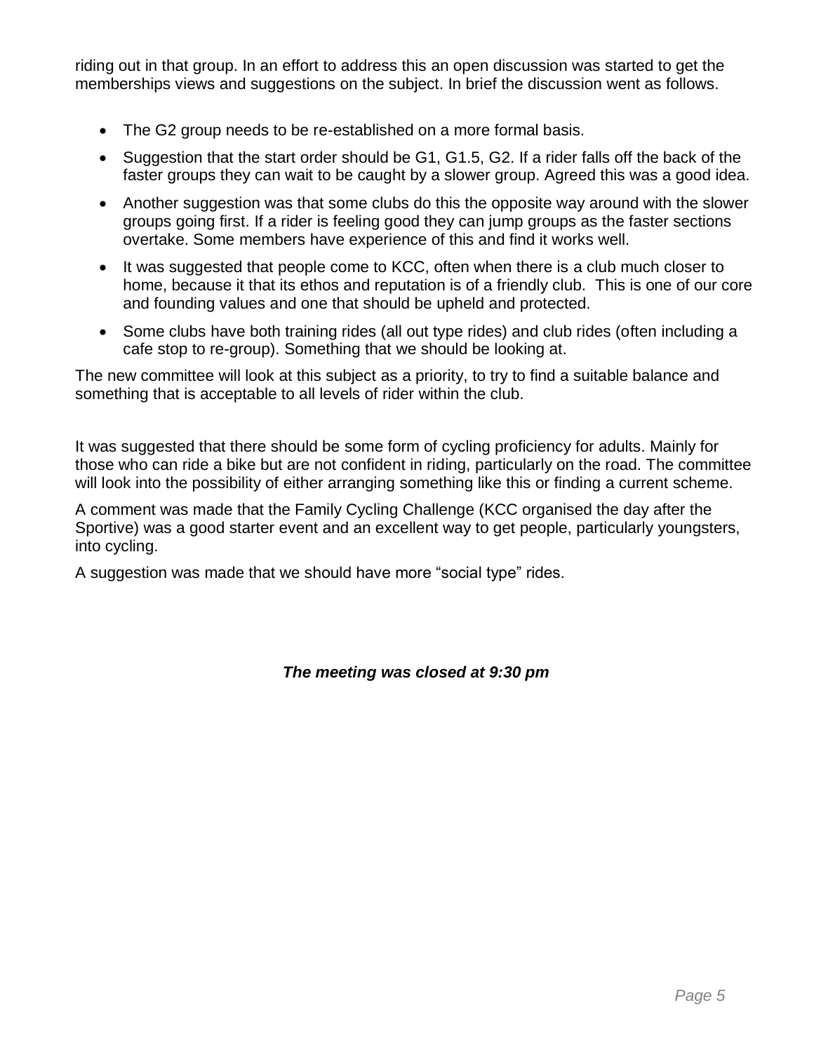riding out in that group. In an effort to address this an open discussion was started to get the memberships views and suggestions on the subject. In brief the discussion went as follows.

- The G2 group needs to be re-established on a more formal basis.
- Suggestion that the start order should be G1, G1.5, G2. If a rider falls off the back of the faster groups they can wait to be caught by a slower group. Agreed this was a good idea.
- Another suggestion was that some clubs do this the opposite way around with the slower groups going first. If a rider is feeling good they can jump groups as the faster sections overtake. Some members have experience of this and find it works well.
- It was suggested that people come to KCC, often when there is a club much closer to home, because it that its ethos and reputation is of a friendly club. This is one of our core and founding values and one that should be upheld and protected.
- Some clubs have both training rides (all out type rides) and club rides (often including a cafe stop to re-group). Something that we should be looking at.

The new committee will look at this subject as a priority, to try to find a suitable balance and something that is acceptable to all levels of rider within the club.

It was suggested that there should be some form of cycling proficiency for adults. Mainly for those who can ride a bike but are not confident in riding, particularly on the road. The committee will look into the possibility of either arranging something like this or finding a current scheme.

A comment was made that the Family Cycling Challenge (KCC organised the day after the Sportive) was a good starter event and an excellent way to get people, particularly youngsters, into cycling.

A suggestion was made that we should have more “social type” rides.

***The meeting was closed at 9:30 pm***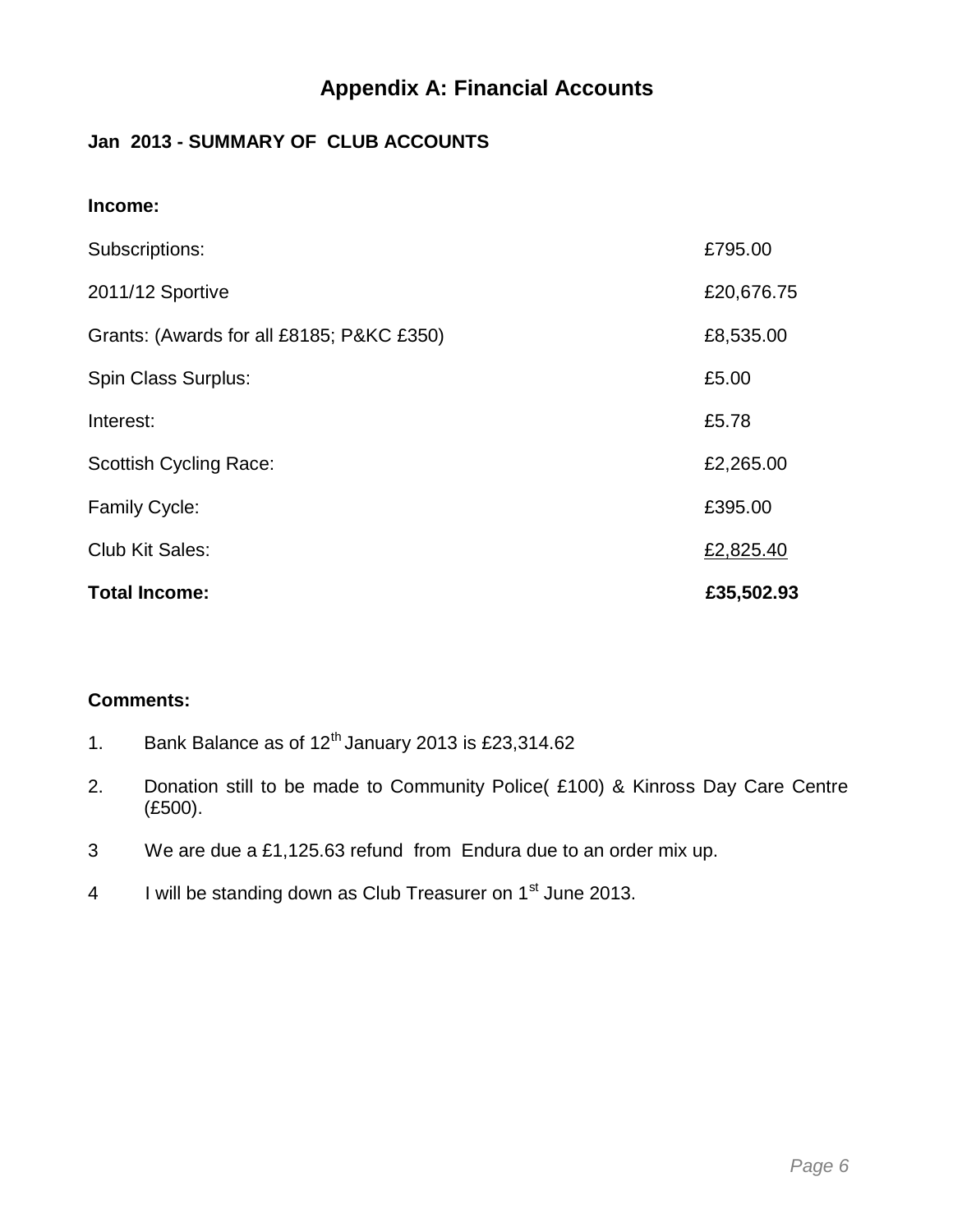# Appendix A: Financial Accounts

### Jan 2013 - SUMMARY OF CLUB ACCOUNTS

**Income:**

| | |
|---|---|
| Subscriptions: | £795.00 |
| 2011/12 Sportive | £20,676.75 |
| Grants: (Awards for all £8185; P&KC £350) | £8,535.00 |
| Spin Class Surplus: | £5.00 |
| Interest: | £5.78 |
| Scottish Cycling Race: | £2,265.00 |
| Family Cycle: | £395.00 |
| Club Kit Sales: | £2,825.40 |
| **Total Income:** | **£35,502.93** |

**Comments:**

1. Bank Balance as of 12th January 2013 is £23,314.62
2. Donation still to be made to Community Police( £100) & Kinross Day Care Centre (£500).
3. We are due a £1,125.63 refund from Endura due to an order mix up.
4. I will be standing down as Club Treasurer on 1st June 2013.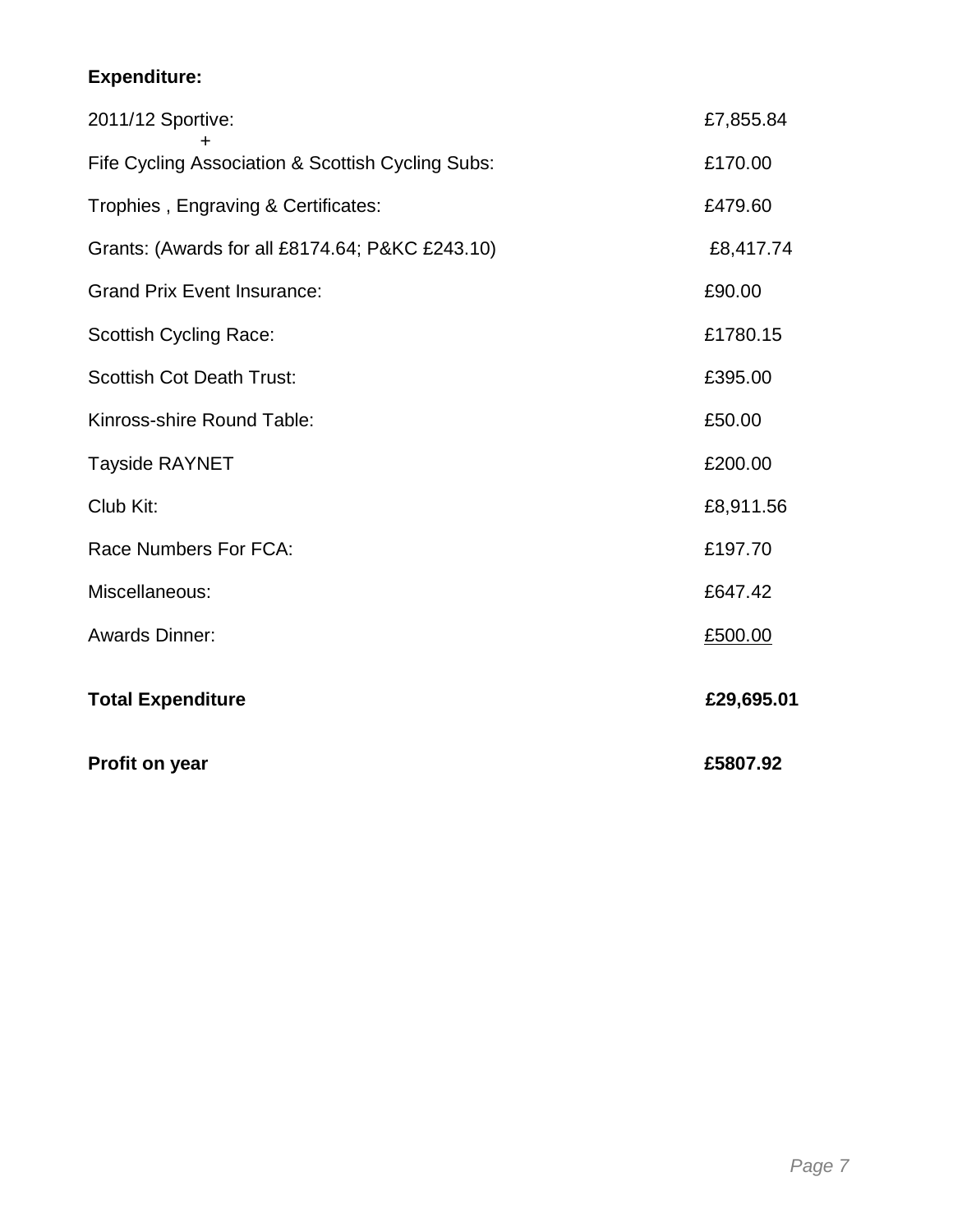**Expenditure:**

| | |
|---|---|
| 2011/12 Sportive: + | £7,855.84 |
| Fife Cycling Association & Scottish Cycling Subs: | £170.00 |
| Trophies , Engraving & Certificates: | £479.60 |
| Grants: (Awards for all £8174.64; P&KC £243.10) | £8,417.74 |
| Grand Prix Event Insurance: | £90.00 |
| Scottish Cycling Race: | £1780.15 |
| Scottish Cot Death Trust: | £395.00 |
| Kinross-shire Round Table: | £50.00 |
| Tayside RAYNET | £200.00 |
| Club Kit: | £8,911.56 |
| Race Numbers For FCA: | £197.70 |
| Miscellaneous: | £647.42 |
| Awards Dinner: | £500.00 |
| **Total Expenditure** | **£29,695.01** |
| **Profit on year** | **£5807.92** |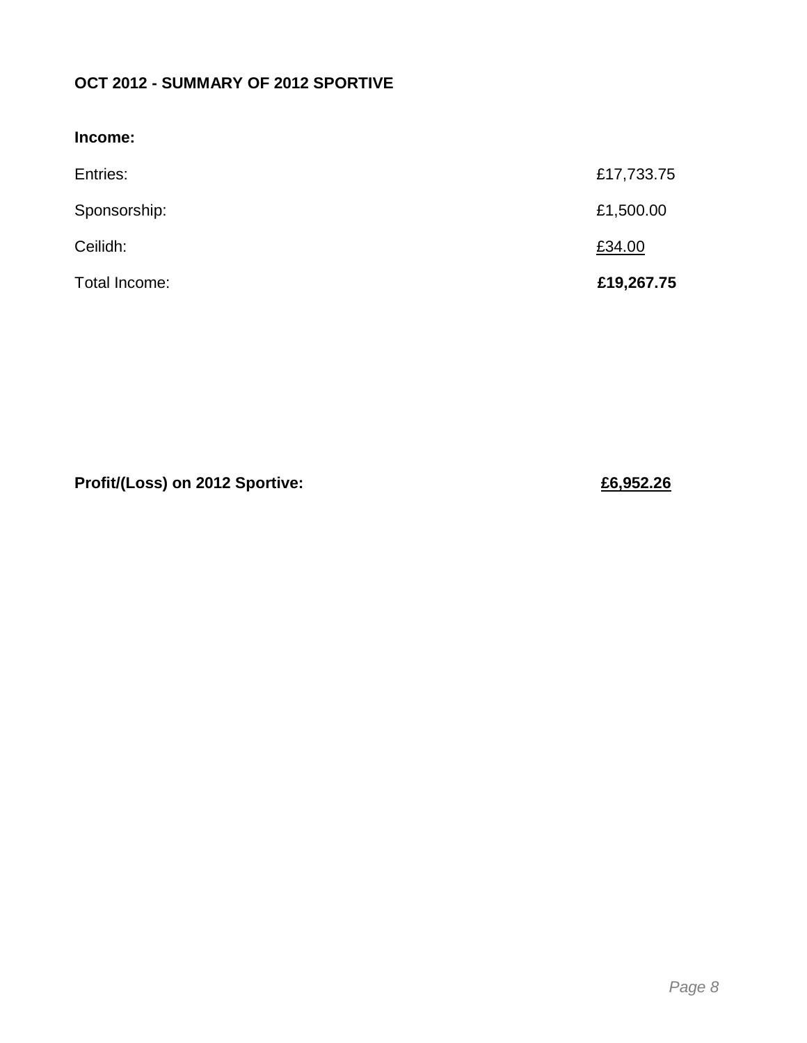**OCT 2012 - SUMMARY OF 2012 SPORTIVE**

**Income:**

| | |
|---|---|
| Entries: | £17,733.75 |
| Sponsorship: | £1,500.00 |
| Ceilidh: | £34.00 |
| Total Income: | **£19,267.75** |

**Profit/(Loss) on 2012 Sportive:** **£6,952.26**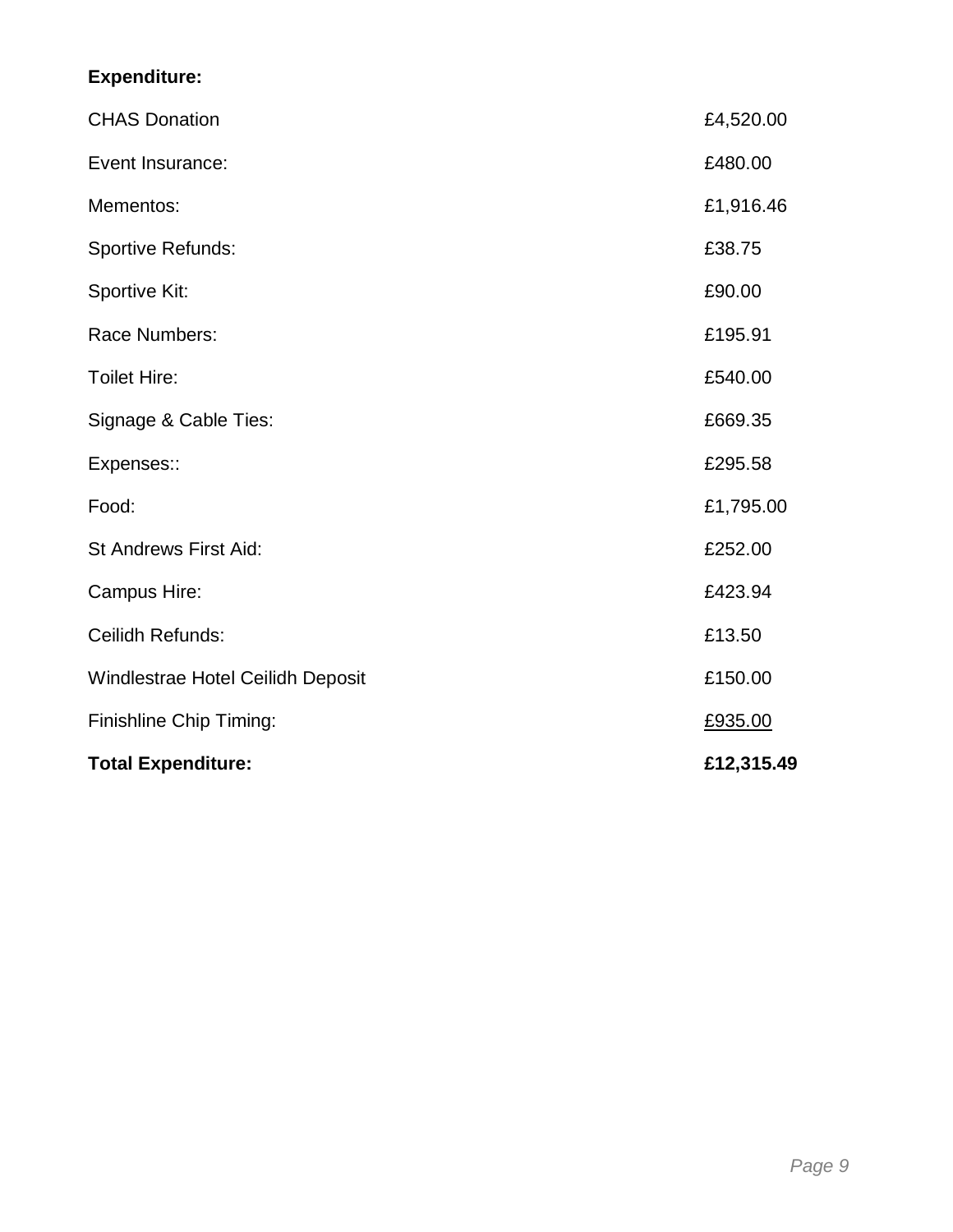**Expenditure:**

| | |
|---|---|
| CHAS Donation | £4,520.00 |
| Event Insurance: | £480.00 |
| Mementos: | £1,916.46 |
| Sportive Refunds: | £38.75 |
| Sportive Kit: | £90.00 |
| Race Numbers: | £195.91 |
| Toilet Hire: | £540.00 |
| Signage & Cable Ties: | £669.35 |
| Expenses:: | £295.58 |
| Food: | £1,795.00 |
| St Andrews First Aid: | £252.00 |
| Campus Hire: | £423.94 |
| Ceilidh Refunds: | £13.50 |
| Windlestrae Hotel Ceilidh Deposit | £150.00 |
| Finishline Chip Timing: | £935.00 |
| **Total Expenditure:** | **£12,315.49** |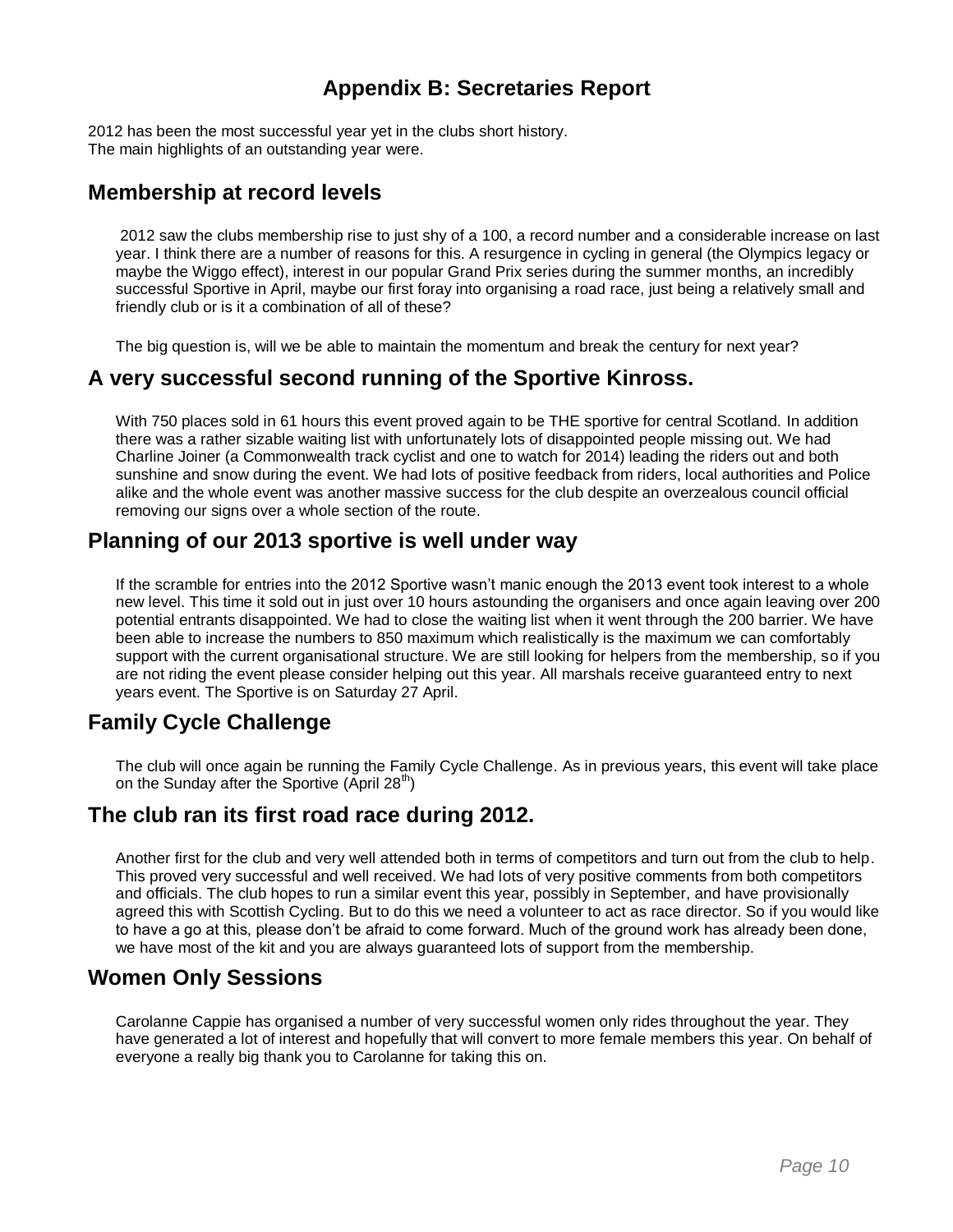# Appendix B: Secretaries Report

2012 has been the most successful year yet in the clubs short history.
The main highlights of an outstanding year were.

## Membership at record levels

2012 saw the clubs membership rise to just shy of a 100, a record number and a considerable increase on last year. I think there are a number of reasons for this. A resurgence in cycling in general (the Olympics legacy or maybe the Wiggo effect), interest in our popular Grand Prix series during the summer months, an incredibly successful Sportive in April, maybe our first foray into organising a road race, just being a relatively small and friendly club or is it a combination of all of these?

The big question is, will we be able to maintain the momentum and break the century for next year?

## A very successful second running of the Sportive Kinross.

With 750 places sold in 61 hours this event proved again to be THE sportive for central Scotland. In addition there was a rather sizable waiting list with unfortunately lots of disappointed people missing out. We had Charline Joiner (a Commonwealth track cyclist and one to watch for 2014) leading the riders out and both sunshine and snow during the event. We had lots of positive feedback from riders, local authorities and Police alike and the whole event was another massive success for the club despite an overzealous council official removing our signs over a whole section of the route.

## Planning of our 2013 sportive is well under way

If the scramble for entries into the 2012 Sportive wasn't manic enough the 2013 event took interest to a whole new level. This time it sold out in just over 10 hours astounding the organisers and once again leaving over 200 potential entrants disappointed. We had to close the waiting list when it went through the 200 barrier. We have been able to increase the numbers to 850 maximum which realistically is the maximum we can comfortably support with the current organisational structure. We are still looking for helpers from the membership, so if you are not riding the event please consider helping out this year. All marshals receive guaranteed entry to next years event. The Sportive is on Saturday 27 April.

## Family Cycle Challenge

The club will once again be running the Family Cycle Challenge. As in previous years, this event will take place on the Sunday after the Sportive (April 28th)

## The club ran its first road race during 2012.

Another first for the club and very well attended both in terms of competitors and turn out from the club to help. This proved very successful and well received. We had lots of very positive comments from both competitors and officials. The club hopes to run a similar event this year, possibly in September, and have provisionally agreed this with Scottish Cycling. But to do this we need a volunteer to act as race director. So if you would like to have a go at this, please don't be afraid to come forward. Much of the ground work has already been done, we have most of the kit and you are always guaranteed lots of support from the membership.

## Women Only Sessions

Carolanne Cappie has organised a number of very successful women only rides throughout the year. They have generated a lot of interest and hopefully that will convert to more female members this year. On behalf of everyone a really big thank you to Carolanne for taking this on.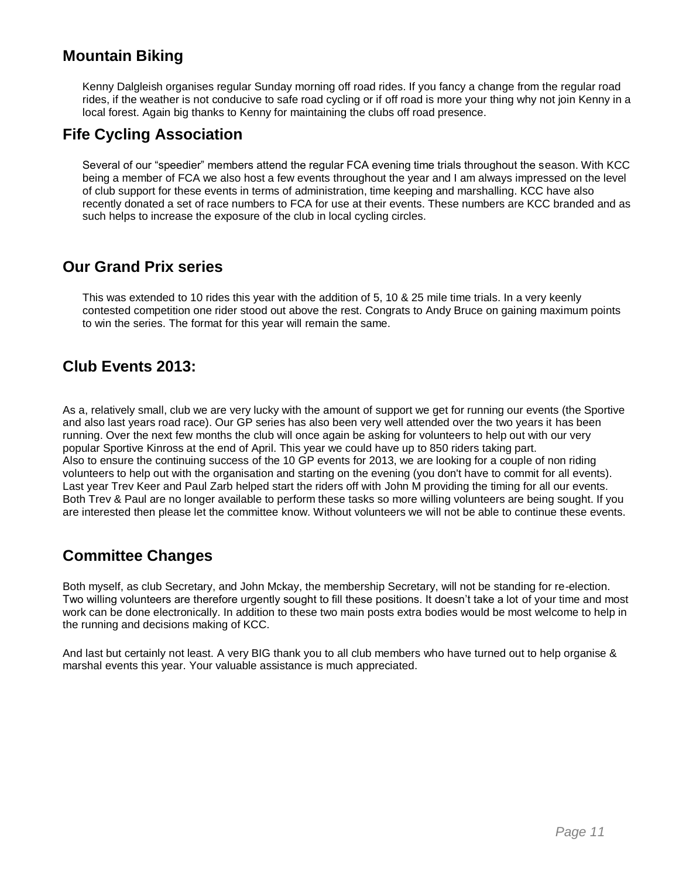## Mountain Biking

Kenny Dalgleish organises regular Sunday morning off road rides. If you fancy a change from the regular road rides, if the weather is not conducive to safe road cycling or if off road is more your thing why not join Kenny in a local forest. Again big thanks to Kenny for maintaining the clubs off road presence.

## Fife Cycling Association

Several of our "speedier" members attend the regular FCA evening time trials throughout the season. With KCC being a member of FCA we also host a few events throughout the year and I am always impressed on the level of club support for these events in terms of administration, time keeping and marshalling. KCC have also recently donated a set of race numbers to FCA for use at their events. These numbers are KCC branded and as such helps to increase the exposure of the club in local cycling circles.

## Our Grand Prix series

This was extended to 10 rides this year with the addition of 5, 10 & 25 mile time trials. In a very keenly contested competition one rider stood out above the rest. Congrats to Andy Bruce on gaining maximum points to win the series. The format for this year will remain the same.

## Club Events 2013:

As a, relatively small, club we are very lucky with the amount of support we get for running our events (the Sportive and also last years road race). Our GP series has also been very well attended over the two years it has been running. Over the next few months the club will once again be asking for volunteers to help out with our very popular Sportive Kinross at the end of April. This year we could have up to 850 riders taking part.
Also to ensure the continuing success of the 10 GP events for 2013, we are looking for a couple of non riding volunteers to help out with the organisation and starting on the evening (you don't have to commit for all events). Last year Trev Keer and Paul Zarb helped start the riders off with John M providing the timing for all our events. Both Trev & Paul are no longer available to perform these tasks so more willing volunteers are being sought. If you are interested then please let the committee know. Without volunteers we will not be able to continue these events.

## Committee Changes

Both myself, as club Secretary, and John Mckay, the membership Secretary, will not be standing for re-election. Two willing volunteers are therefore urgently sought to fill these positions. It doesn't take a lot of your time and most work can be done electronically. In addition to these two main posts extra bodies would be most welcome to help in the running and decisions making of KCC.

And last but certainly not least. A very BIG thank you to all club members who have turned out to help organise & marshal events this year. Your valuable assistance is much appreciated.